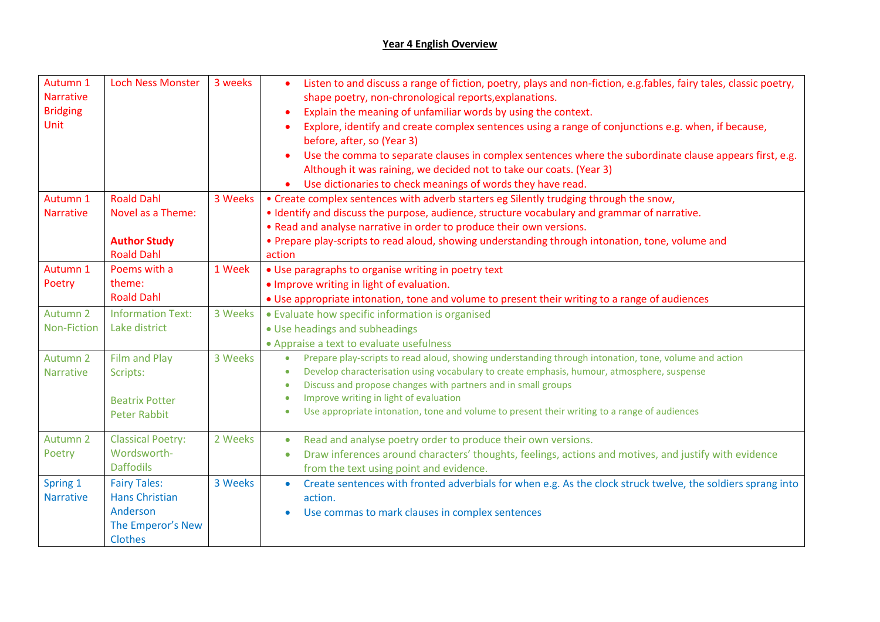# Year 4 English Overview

| | | | |
|---|---|---|---|
| Autumn 1 Narrative Bridging Unit | Loch Ness Monster | 3 weeks | • Listen to and discuss a range of fiction, poetry, plays and non-fiction, e.g.fables, fairy tales, classic poetry, shape poetry, non-chronological reports,explanations.<br>• Explain the meaning of unfamiliar words by using the context.<br>• Explore, identify and create complex sentences using a range of conjunctions e.g. when, if because, before, after, so (Year 3)<br>• Use the comma to separate clauses in complex sentences where the subordinate clause appears first, e.g. Although it was raining, we decided not to take our coats. (Year 3)<br>• Use dictionaries to check meanings of words they have read. |
| Autumn 1 Narrative | Roald Dahl Novel as a Theme:<br><br>**Author Study** Roald Dahl | 3 Weeks | • Create complex sentences with adverb starters eg Silently trudging through the snow,<br>• Identify and discuss the purpose, audience, structure vocabulary and grammar of narrative.<br>• Read and analyse narrative in order to produce their own versions.<br>• Prepare play-scripts to read aloud, showing understanding through intonation, tone, volume and action |
| Autumn 1 Poetry | Poems with a theme: Roald Dahl | 1 Week | • Use paragraphs to organise writing in poetry text<br>• Improve writing in light of evaluation.<br>• Use appropriate intonation, tone and volume to present their writing to a range of audiences |
| Autumn 2 Non-Fiction | Information Text: Lake district | 3 Weeks | • Evaluate how specific information is organised<br>• Use headings and subheadings<br>• Appraise a text to evaluate usefulness |
| Autumn 2 Narrative | Film and Play Scripts:<br><br>Beatrix Potter Peter Rabbit | 3 Weeks | • Prepare play-scripts to read aloud, showing understanding through intonation, tone, volume and action<br>• Develop characterisation using vocabulary to create emphasis, humour, atmosphere, suspense<br>• Discuss and propose changes with partners and in small groups<br>• Improve writing in light of evaluation<br>• Use appropriate intonation, tone and volume to present their writing to a range of audiences |
| Autumn 2 Poetry | Classical Poetry: Wordsworth- Daffodils | 2 Weeks | • Read and analyse poetry order to produce their own versions.<br>• Draw inferences around characters' thoughts, feelings, actions and motives, and justify with evidence from the text using point and evidence. |
| Spring 1 Narrative | Fairy Tales: Hans Christian Anderson The Emperor's New Clothes | 3 Weeks | • Create sentences with fronted adverbials for when e.g. As the clock struck twelve, the soldiers sprang into action.<br>• Use commas to mark clauses in complex sentences |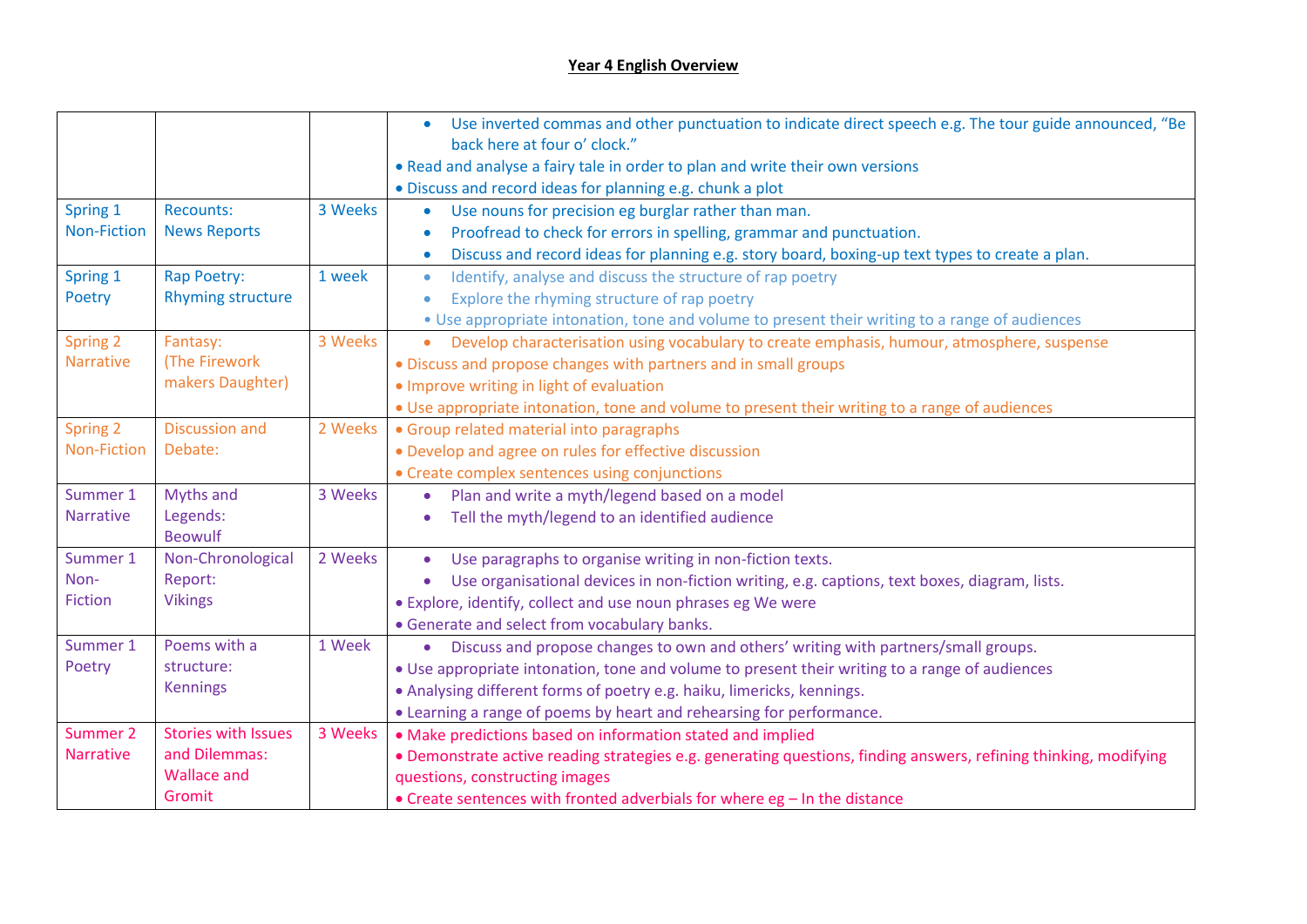**Year 4 English Overview**

| | | | |
|---|---|---|---|
| | | | • Use inverted commas and other punctuation to indicate direct speech e.g. The tour guide announced, "Be back here at four o' clock."<br>• Read and analyse a fairy tale in order to plan and write their own versions<br>• Discuss and record ideas for planning e.g. chunk a plot |
| Spring 1<br>Non-Fiction | Recounts:<br>News Reports | 3 Weeks | • Use nouns for precision eg burglar rather than man.<br>• Proofread to check for errors in spelling, grammar and punctuation.<br>• Discuss and record ideas for planning e.g. story board, boxing-up text types to create a plan. |
| Spring 1<br>Poetry | Rap Poetry:<br>Rhyming structure | 1 week | • Identify, analyse and discuss the structure of rap poetry<br>• Explore the rhyming structure of rap poetry<br>• Use appropriate intonation, tone and volume to present their writing to a range of audiences |
| Spring 2<br>Narrative | Fantasy:<br>(The Firework makers Daughter) | 3 Weeks | • Develop characterisation using vocabulary to create emphasis, humour, atmosphere, suspense<br>• Discuss and propose changes with partners and in small groups<br>• Improve writing in light of evaluation<br>• Use appropriate intonation, tone and volume to present their writing to a range of audiences |
| Spring 2<br>Non-Fiction | Discussion and Debate: | 2 Weeks | • Group related material into paragraphs<br>• Develop and agree on rules for effective discussion<br>• Create complex sentences using conjunctions |
| Summer 1<br>Narrative | Myths and Legends:<br>Beowulf | 3 Weeks | • Plan and write a myth/legend based on a model<br>• Tell the myth/legend to an identified audience |
| Summer 1<br>Non-Fiction | Non-Chronological Report:<br>Vikings | 2 Weeks | • Use paragraphs to organise writing in non-fiction texts.<br>• Use organisational devices in non-fiction writing, e.g. captions, text boxes, diagram, lists.<br>• Explore, identify, collect and use noun phrases eg We were<br>• Generate and select from vocabulary banks. |
| Summer 1<br>Poetry | Poems with a structure:<br>Kennings | 1 Week | • Discuss and propose changes to own and others' writing with partners/small groups.<br>• Use appropriate intonation, tone and volume to present their writing to a range of audiences<br>• Analysing different forms of poetry e.g. haiku, limericks, kennings.<br>• Learning a range of poems by heart and rehearsing for performance. |
| Summer 2<br>Narrative | Stories with Issues and Dilemmas:<br>Wallace and Gromit | 3 Weeks | • Make predictions based on information stated and implied<br>• Demonstrate active reading strategies e.g. generating questions, finding answers, refining thinking, modifying questions, constructing images<br>• Create sentences with fronted adverbials for where eg – In the distance |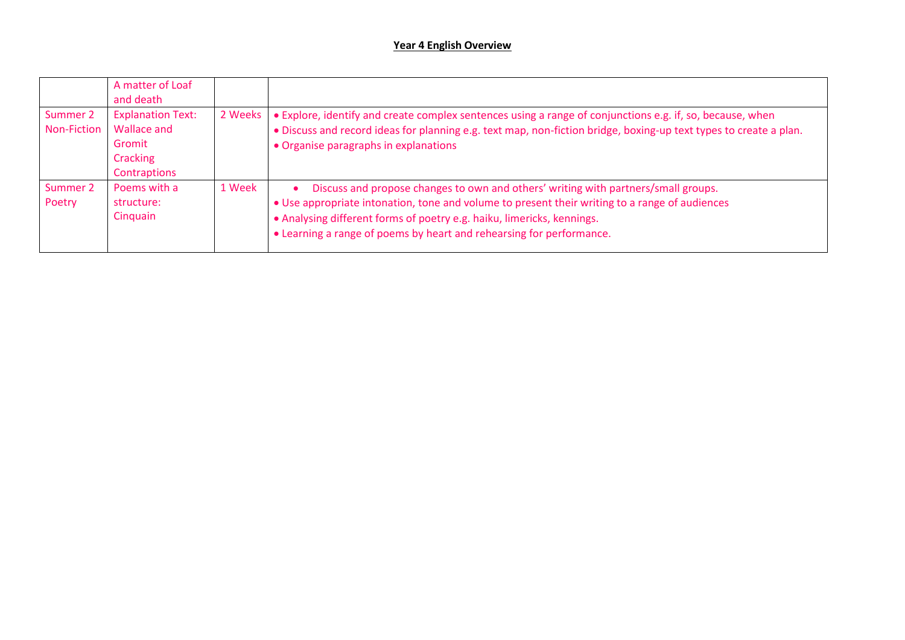**Year 4 English Overview**

| | | | |
|---|---|---|---|
| | A matter of Loaf and death | | |
| Summer 2 Non-Fiction | Explanation Text: Wallace and Gromit Cracking Contraptions | 2 Weeks | • Explore, identify and create complex sentences using a range of conjunctions e.g. if, so, because, when<br>• Discuss and record ideas for planning e.g. text map, non-fiction bridge, boxing-up text types to create a plan.<br>• Organise paragraphs in explanations |
| Summer 2 Poetry | Poems with a structure: Cinquain | 1 Week | • Discuss and propose changes to own and others' writing with partners/small groups.<br>• Use appropriate intonation, tone and volume to present their writing to a range of audiences<br>• Analysing different forms of poetry e.g. haiku, limericks, kennings.<br>• Learning a range of poems by heart and rehearsing for performance. |